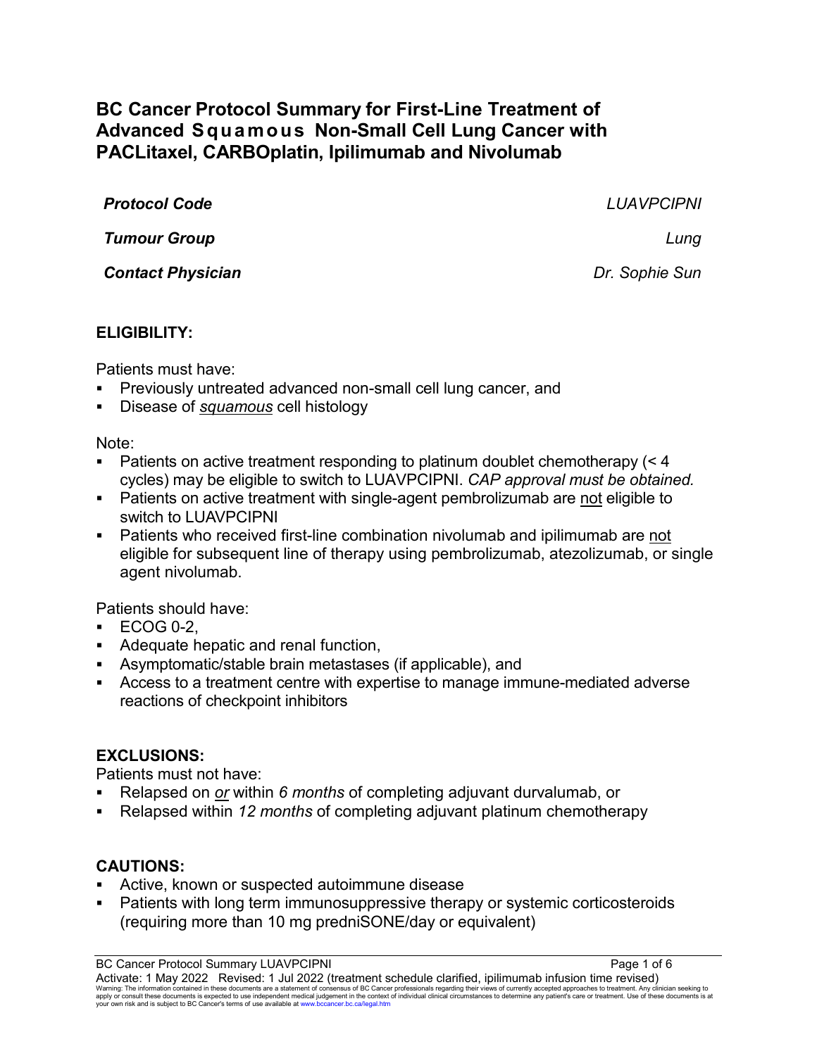# BC Cancer Protocol Summary for First-Line Treatment of Advanced Squamous Non-Small Cell Lung Cancer with PACLitaxel, CARBOplatin, Ipilimumab and Nivolumab

| | |
|---|---|
| ***Protocol Code*** | *LUAVPCIPNI* |
| ***Tumour Group*** | *Lung* |
| ***Contact Physician*** | *Dr. Sophie Sun* |

## ELIGIBILITY:

Patients must have:

- Previously untreated advanced non-small cell lung cancer, and
- Disease of *squamous* cell histology

Note:

- Patients on active treatment responding to platinum doublet chemotherapy (< 4 cycles) may be eligible to switch to LUAVPCIPNI. *CAP approval must be obtained.*
- Patients on active treatment with single-agent pembrolizumab are not eligible to switch to LUAVPCIPNI
- Patients who received first-line combination nivolumab and ipilimumab are not eligible for subsequent line of therapy using pembrolizumab, atezolizumab, or single agent nivolumab.

Patients should have:

- ECOG 0-2,
- Adequate hepatic and renal function,
- Asymptomatic/stable brain metastases (if applicable), and
- Access to a treatment centre with expertise to manage immune-mediated adverse reactions of checkpoint inhibitors

## EXCLUSIONS:

Patients must not have:

- Relapsed on *or* within *6 months* of completing adjuvant durvalumab, or
- Relapsed within *12 months* of completing adjuvant platinum chemotherapy

## CAUTIONS:

- Active, known or suspected autoimmune disease
- Patients with long term immunosuppressive therapy or systemic corticosteroids (requiring more than 10 mg predniSONE/day or equivalent)

BC Cancer Protocol Summary LUAVPCIPNI

Activate: 1 May 2022 Revised: 1 Jul 2022 (treatment schedule clarified, ipilimumab infusion time revised)

Warning: The information contained in these documents are a statement of consensus of BC Cancer professionals regarding their views of currently accepted approaches to treatment. Any clinician seeking to apply or consult these documents is expected to use independent medical judgement in the context of individual clinical circumstances to determine any patient's care or treatment. Use of these documents is at your own risk and is subject to BC Cancer's terms of use available at www.bccancer.bc.ca/legal.htm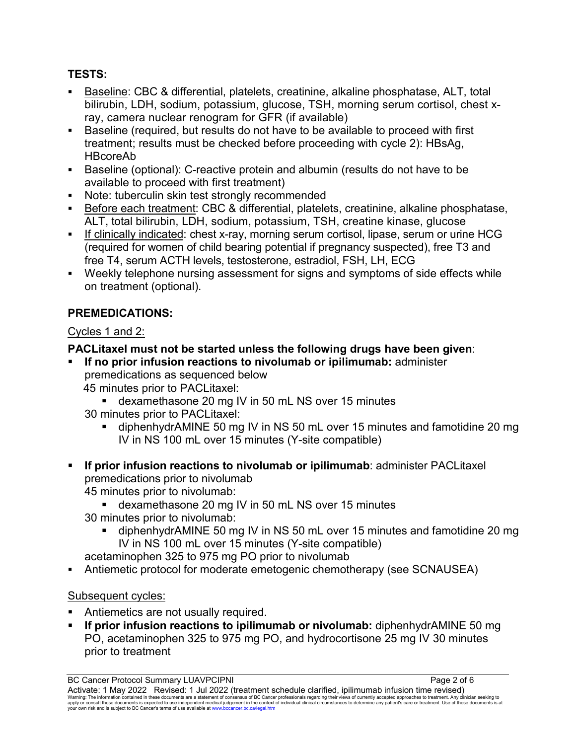## TESTS:

- Baseline: CBC & differential, platelets, creatinine, alkaline phosphatase, ALT, total bilirubin, LDH, sodium, potassium, glucose, TSH, morning serum cortisol, chest x-ray, camera nuclear renogram for GFR (if available)
- Baseline (required, but results do not have to be available to proceed with first treatment; results must be checked before proceeding with cycle 2): HBsAg, HBcoreAb
- Baseline (optional): C-reactive protein and albumin (results do not have to be available to proceed with first treatment)
- Note: tuberculin skin test strongly recommended
- Before each treatment: CBC & differential, platelets, creatinine, alkaline phosphatase, ALT, total bilirubin, LDH, sodium, potassium, TSH, creatine kinase, glucose
- If clinically indicated: chest x-ray, morning serum cortisol, lipase, serum or urine HCG (required for women of child bearing potential if pregnancy suspected), free T3 and free T4, serum ACTH levels, testosterone, estradiol, FSH, LH, ECG
- Weekly telephone nursing assessment for signs and symptoms of side effects while on treatment (optional).

## PREMEDICATIONS:

Cycles 1 and 2:

**PACLitaxel must not be started unless the following drugs have been given**:

- **If no prior infusion reactions to nivolumab or ipilimumab:** administer premedications as sequenced below
  45 minutes prior to PACLitaxel:
  - dexamethasone 20 mg IV in 50 mL NS over 15 minutes

  30 minutes prior to PACLitaxel:
  - diphenhydrAMINE 50 mg IV in NS 50 mL over 15 minutes and famotidine 20 mg IV in NS 100 mL over 15 minutes (Y-site compatible)

- **If prior infusion reactions to nivolumab or ipilimumab**: administer PACLitaxel premedications prior to nivolumab
  45 minutes prior to nivolumab:
  - dexamethasone 20 mg IV in 50 mL NS over 15 minutes

  30 minutes prior to nivolumab:
  - diphenhydrAMINE 50 mg IV in NS 50 mL over 15 minutes and famotidine 20 mg IV in NS 100 mL over 15 minutes (Y-site compatible)

  acetaminophen 325 to 975 mg PO prior to nivolumab
- Antiemetic protocol for moderate emetogenic chemotherapy (see SCNAUSEA)

Subsequent cycles:

- Antiemetics are not usually required.
- **If prior infusion reactions to ipilimumab or nivolumab:** diphenhydrAMINE 50 mg PO, acetaminophen 325 to 975 mg PO, and hydrocortisone 25 mg IV 30 minutes prior to treatment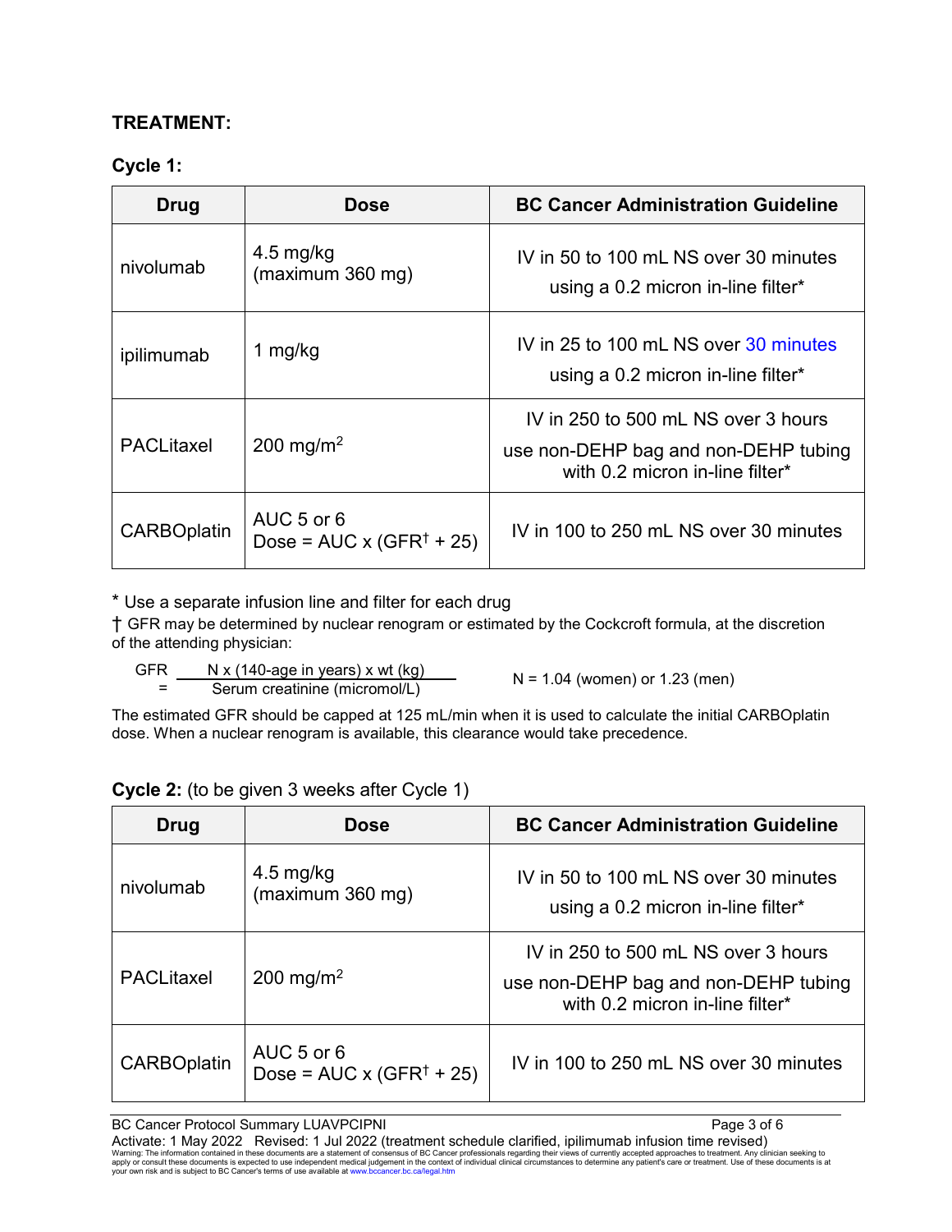## TREATMENT:

### Cycle 1:

| Drug | Dose | BC Cancer Administration Guideline |
|---|---|---|
| nivolumab | 4.5 mg/kg (maximum 360 mg) | IV in 50 to 100 mL NS over 30 minutes using a 0.2 micron in-line filter* |
| ipilimumab | 1 mg/kg | IV in 25 to 100 mL NS over 30 minutes using a 0.2 micron in-line filter* |
| PACLitaxel | 200 mg/$m^2$ | IV in 250 to 500 mL NS over 3 hours use non-DEHP bag and non-DEHP tubing with 0.2 micron in-line filter* |
| CARBOplatin | AUC 5 or 6 Dose = AUC x (GFR† + 25) | IV in 100 to 250 mL NS over 30 minutes |

* Use a separate infusion line and filter for each drug

† GFR may be determined by nuclear renogram or estimated by the Cockcroft formula, at the discretion of the attending physician:

$$GFR = \frac{N \times (140 - \text{age in years}) \times \text{wt (kg)}}{\text{Serum creatinine (micromol/L)}} \qquad N = 1.04 \text{ (women) or } 1.23 \text{ (men)}$$

The estimated GFR should be capped at 125 mL/min when it is used to calculate the initial CARBOplatin dose. When a nuclear renogram is available, this clearance would take precedence.

**Cycle 2:** (to be given 3 weeks after Cycle 1)

| Drug | Dose | BC Cancer Administration Guideline |
|---|---|---|
| nivolumab | 4.5 mg/kg (maximum 360 mg) | IV in 50 to 100 mL NS over 30 minutes using a 0.2 micron in-line filter* |
| PACLitaxel | 200 mg/$m^2$ | IV in 250 to 500 mL NS over 3 hours use non-DEHP bag and non-DEHP tubing with 0.2 micron in-line filter* |
| CARBOplatin | AUC 5 or 6 Dose = AUC x (GFR† + 25) | IV in 100 to 250 mL NS over 30 minutes |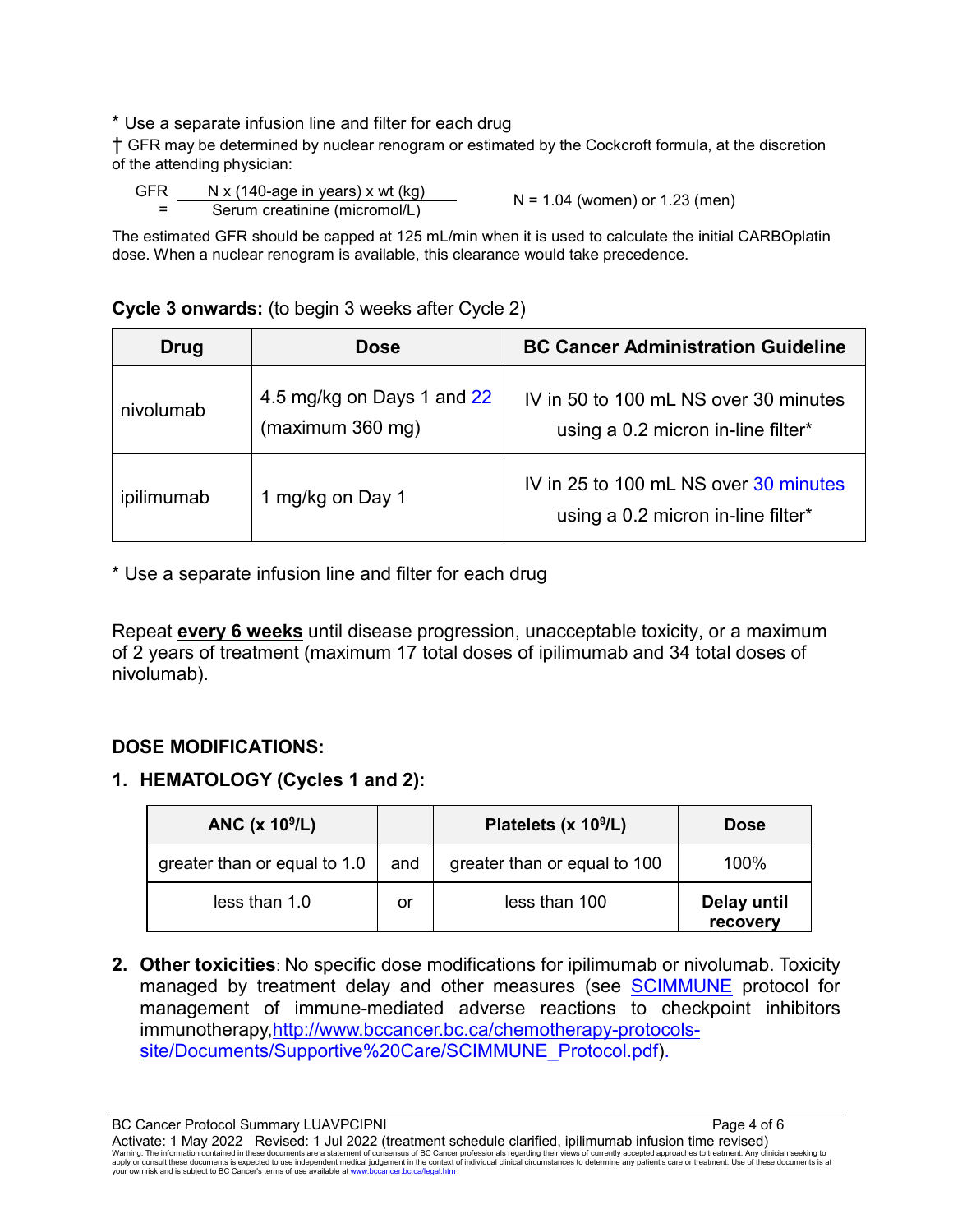* Use a separate infusion line and filter for each drug

† GFR may be determined by nuclear renogram or estimated by the Cockcroft formula, at the discretion of the attending physician:

$$GFR = \frac{N \times (140 - \text{age in years}) \times \text{wt (kg)}}{\text{Serum creatinine (micromol/L)}} \qquad N = 1.04 \text{ (women) or } 1.23 \text{ (men)}$$

The estimated GFR should be capped at 125 mL/min when it is used to calculate the initial CARBOplatin dose. When a nuclear renogram is available, this clearance would take precedence.

**Cycle 3 onwards:** (to begin 3 weeks after Cycle 2)

| Drug | Dose | BC Cancer Administration Guideline |
|---|---|---|
| nivolumab | 4.5 mg/kg on Days 1 and 22 (maximum 360 mg) | IV in 50 to 100 mL NS over 30 minutes using a 0.2 micron in-line filter* |
| ipilimumab | 1 mg/kg on Day 1 | IV in 25 to 100 mL NS over 30 minutes using a 0.2 micron in-line filter* |

* Use a separate infusion line and filter for each drug

Repeat **every 6 weeks** until disease progression, unacceptable toxicity, or a maximum of 2 years of treatment (maximum 17 total doses of ipilimumab and 34 total doses of nivolumab).

## DOSE MODIFICATIONS:

1. **HEMATOLOGY (Cycles 1 and 2):**

| ANC ($\times 10^9$/L) | | Platelets ($\times 10^9$/L) | Dose |
|---|---|---|---|
| greater than or equal to 1.0 | and | greater than or equal to 100 | 100% |
| less than 1.0 | or | less than 100 | **Delay until recovery** |

2. **Other toxicities**: No specific dose modifications for ipilimumab or nivolumab. Toxicity managed by treatment delay and other measures (see SCIMMUNE protocol for management of immune-mediated adverse reactions to checkpoint inhibitors immunotherapy, http://www.bccancer.bc.ca/chemotherapy-protocols-site/Documents/Supportive%20Care/SCIMMUNE_Protocol.pdf).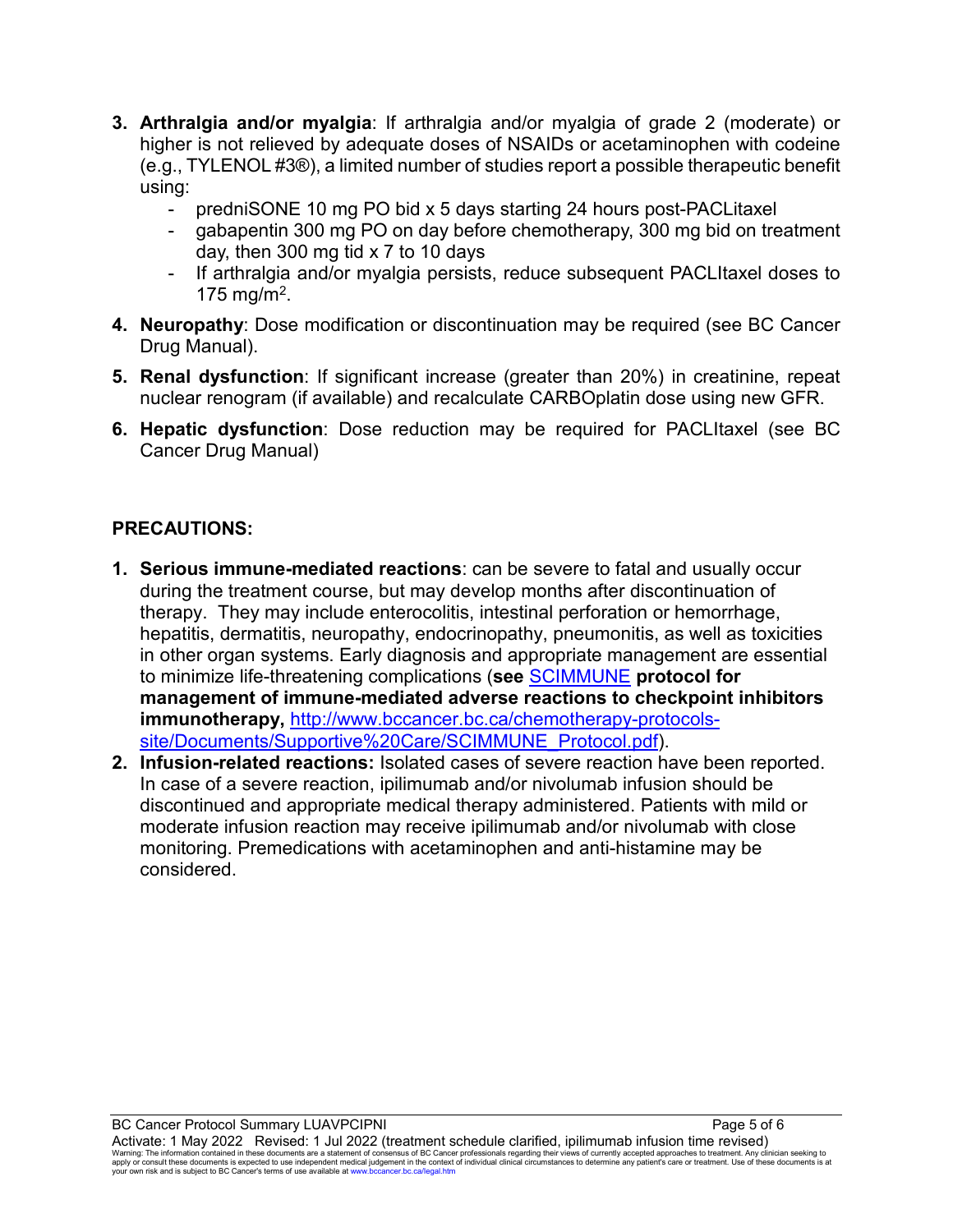3. **Arthralgia and/or myalgia**: If arthralgia and/or myalgia of grade 2 (moderate) or higher is not relieved by adequate doses of NSAIDs or acetaminophen with codeine (e.g., TYLENOL #3®), a limited number of studies report a possible therapeutic benefit using:
   - predniSONE 10 mg PO bid x 5 days starting 24 hours post-PACLitaxel
   - gabapentin 300 mg PO on day before chemotherapy, 300 mg bid on treatment day, then 300 mg tid x 7 to 10 days
   - If arthralgia and/or myalgia persists, reduce subsequent PACLItaxel doses to 175 mg/$m^2$.
4. **Neuropathy**: Dose modification or discontinuation may be required (see BC Cancer Drug Manual).
5. **Renal dysfunction**: If significant increase (greater than 20%) in creatinine, repeat nuclear renogram (if available) and recalculate CARBOplatin dose using new GFR.
6. **Hepatic dysfunction**: Dose reduction may be required for PACLItaxel (see BC Cancer Drug Manual)

**PRECAUTIONS:**

1. **Serious immune-mediated reactions**: can be severe to fatal and usually occur during the treatment course, but may develop months after discontinuation of therapy. They may include enterocolitis, intestinal perforation or hemorrhage, hepatitis, dermatitis, neuropathy, endocrinopathy, pneumonitis, as well as toxicities in other organ systems. Early diagnosis and appropriate management are essential to minimize life-threatening complications (**see** SCIMMUNE **protocol for management of immune-mediated adverse reactions to checkpoint inhibitors immunotherapy,** http://www.bccancer.bc.ca/chemotherapy-protocols-site/Documents/Supportive%20Care/SCIMMUNE_Protocol.pdf).
2. **Infusion-related reactions:** Isolated cases of severe reaction have been reported. In case of a severe reaction, ipilimumab and/or nivolumab infusion should be discontinued and appropriate medical therapy administered. Patients with mild or moderate infusion reaction may receive ipilimumab and/or nivolumab with close monitoring. Premedications with acetaminophen and anti-histamine may be considered.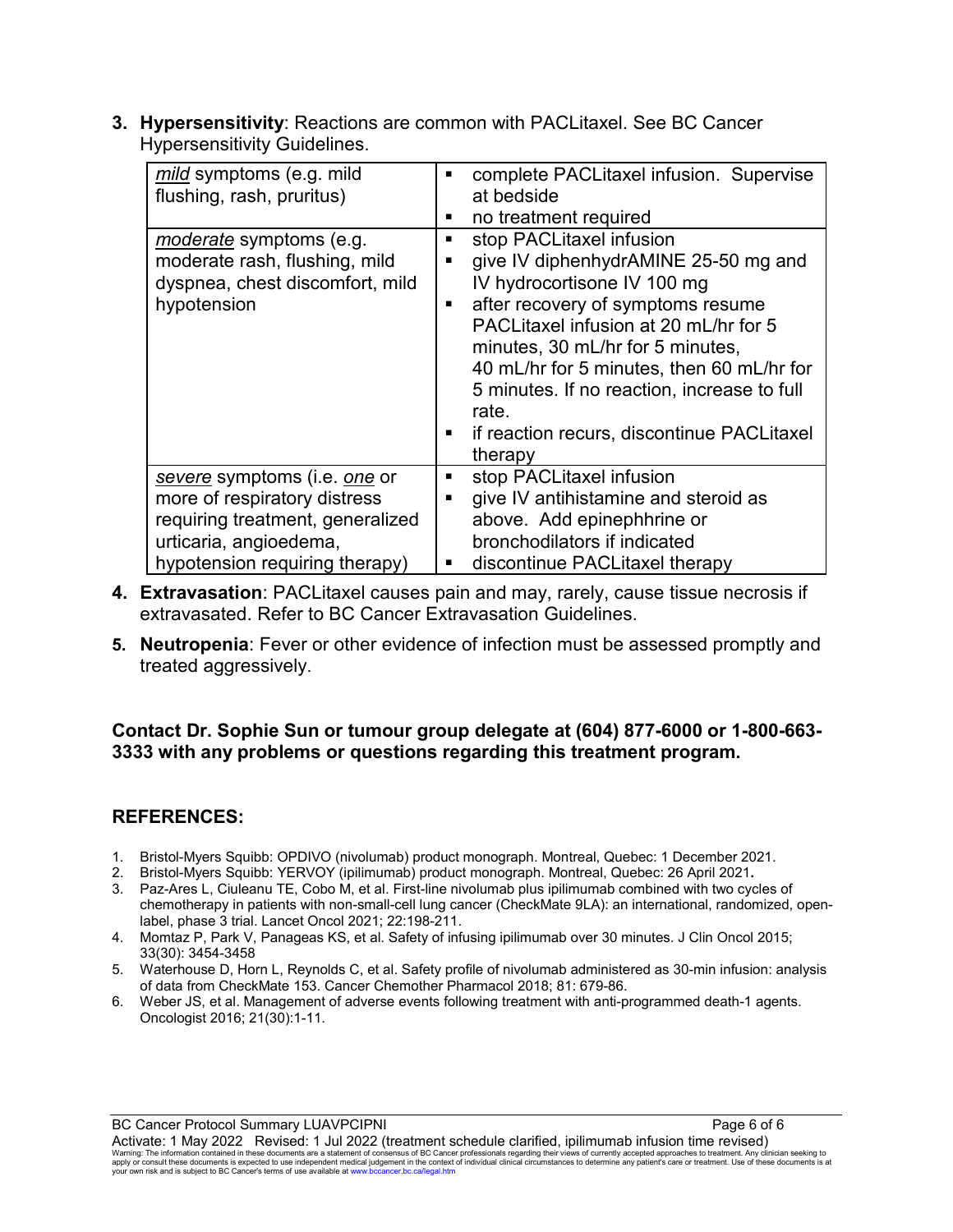3. **Hypersensitivity**: Reactions are common with PACLitaxel. See BC Cancer Hypersensitivity Guidelines.

| | |
|---|---|
| *mild* symptoms (e.g. mild flushing, rash, pruritus) | ▪ complete PACLitaxel infusion. Supervise at bedside<br>▪ no treatment required |
| *moderate* symptoms (e.g. moderate rash, flushing, mild dyspnea, chest discomfort, mild hypotension | ▪ stop PACLitaxel infusion<br>▪ give IV diphenhydrAMINE 25-50 mg and IV hydrocortisone IV 100 mg<br>▪ after recovery of symptoms resume PACLitaxel infusion at 20 mL/hr for 5 minutes, 30 mL/hr for 5 minutes, 40 mL/hr for 5 minutes, then 60 mL/hr for 5 minutes. If no reaction, increase to full rate.<br>▪ if reaction recurs, discontinue PACLitaxel therapy |
| *severe* symptoms (i.e. *one* or more of respiratory distress requiring treatment, generalized urticaria, angioedema, hypotension requiring therapy) | ▪ stop PACLitaxel infusion<br>▪ give IV antihistamine and steroid as above. Add epinephhrine or bronchodilators if indicated<br>▪ discontinue PACLitaxel therapy |

4. **Extravasation**: PACLitaxel causes pain and may, rarely, cause tissue necrosis if extravasated. Refer to BC Cancer Extravasation Guidelines.

5. **Neutropenia**: Fever or other evidence of infection must be assessed promptly and treated aggressively.

**Contact Dr. Sophie Sun or tumour group delegate at (604) 877-6000 or 1-800-663-3333 with any problems or questions regarding this treatment program.**

## REFERENCES:

1. Bristol-Myers Squibb: OPDIVO (nivolumab) product monograph. Montreal, Quebec: 1 December 2021.
2. Bristol-Myers Squibb: YERVOY (ipilimumab) product monograph. Montreal, Quebec: 26 April 2021**.**
3. Paz-Ares L, Ciuleanu TE, Cobo M, et al. First-line nivolumab plus ipilimumab combined with two cycles of chemotherapy in patients with non-small-cell lung cancer (CheckMate 9LA): an international, randomized, open-label, phase 3 trial. Lancet Oncol 2021; 22:198-211.
4. Momtaz P, Park V, Panageas KS, et al. Safety of infusing ipilimumab over 30 minutes. J Clin Oncol 2015; 33(30): 3454-3458
5. Waterhouse D, Horn L, Reynolds C, et al. Safety profile of nivolumab administered as 30-min infusion: analysis of data from CheckMate 153. Cancer Chemother Pharmacol 2018; 81: 679-86.
6. Weber JS, et al. Management of adverse events following treatment with anti-programmed death-1 agents. Oncologist 2016; 21(30):1-11.

BC Cancer Protocol Summary LUAVPCIPNI

Activate: 1 May 2022 Revised: 1 Jul 2022 (treatment schedule clarified, ipilimumab infusion time revised)

Warning: The information contained in these documents are a statement of consensus of BC Cancer professionals regarding their views of currently accepted approaches to treatment. Any clinician seeking to apply or consult these documents is expected to use independent medical judgement in the context of individual clinical circumstances to determine any patient's care or treatment. Use of these documents is at your own risk and is subject to BC Cancer's terms of use available at www.bccancer.bc.ca/legal.htm